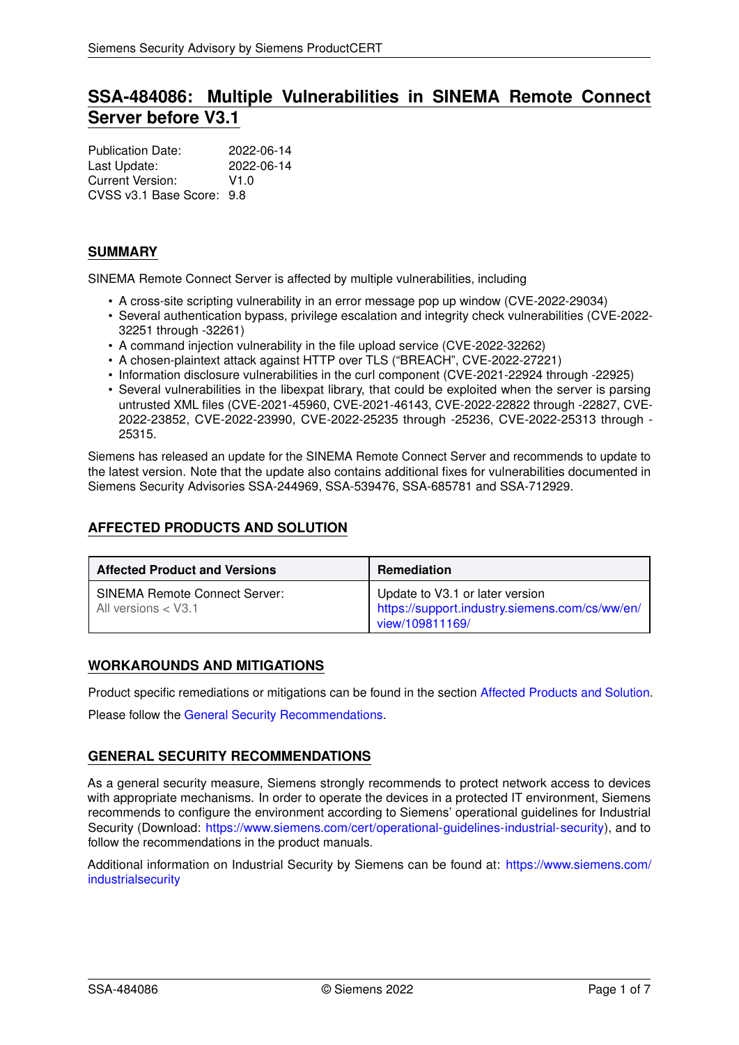# SSA-484086: Multiple Vulnerabilities in SINEMA Remote Connect Server before V3.1

Publication Date: 2022-06-14
Last Update: 2022-06-14
Current Version: V1.0
CVSS v3.1 Base Score: 9.8

## SUMMARY

SINEMA Remote Connect Server is affected by multiple vulnerabilities, including

- A cross-site scripting vulnerability in an error message pop up window (CVE-2022-29034)
- Several authentication bypass, privilege escalation and integrity check vulnerabilities (CVE-2022-32251 through -32261)
- A command injection vulnerability in the file upload service (CVE-2022-32262)
- A chosen-plaintext attack against HTTP over TLS ("BREACH", CVE-2022-27221)
- Information disclosure vulnerabilities in the curl component (CVE-2021-22924 through -22925)
- Several vulnerabilities in the libexpat library, that could be exploited when the server is parsing untrusted XML files (CVE-2021-45960, CVE-2021-46143, CVE-2022-22822 through -22827, CVE-2022-23852, CVE-2022-23990, CVE-2022-25235 through -25236, CVE-2022-25313 through -25315.

Siemens has released an update for the SINEMA Remote Connect Server and recommends to update to the latest version. Note that the update also contains additional fixes for vulnerabilities documented in Siemens Security Advisories SSA-244969, SSA-539476, SSA-685781 and SSA-712929.

## AFFECTED PRODUCTS AND SOLUTION

| Affected Product and Versions | Remediation |
|---|---|
| SINEMA Remote Connect Server:<br>All versions < V3.1 | Update to V3.1 or later version<br>https://support.industry.siemens.com/cs/ww/en/view/109811169/ |

## WORKAROUNDS AND MITIGATIONS

Product specific remediations or mitigations can be found in the section Affected Products and Solution.

Please follow the General Security Recommendations.

## GENERAL SECURITY RECOMMENDATIONS

As a general security measure, Siemens strongly recommends to protect network access to devices with appropriate mechanisms. In order to operate the devices in a protected IT environment, Siemens recommends to configure the environment according to Siemens' operational guidelines for Industrial Security (Download: https://www.siemens.com/cert/operational-guidelines-industrial-security), and to follow the recommendations in the product manuals.

Additional information on Industrial Security by Siemens can be found at: https://www.siemens.com/industrialsecurity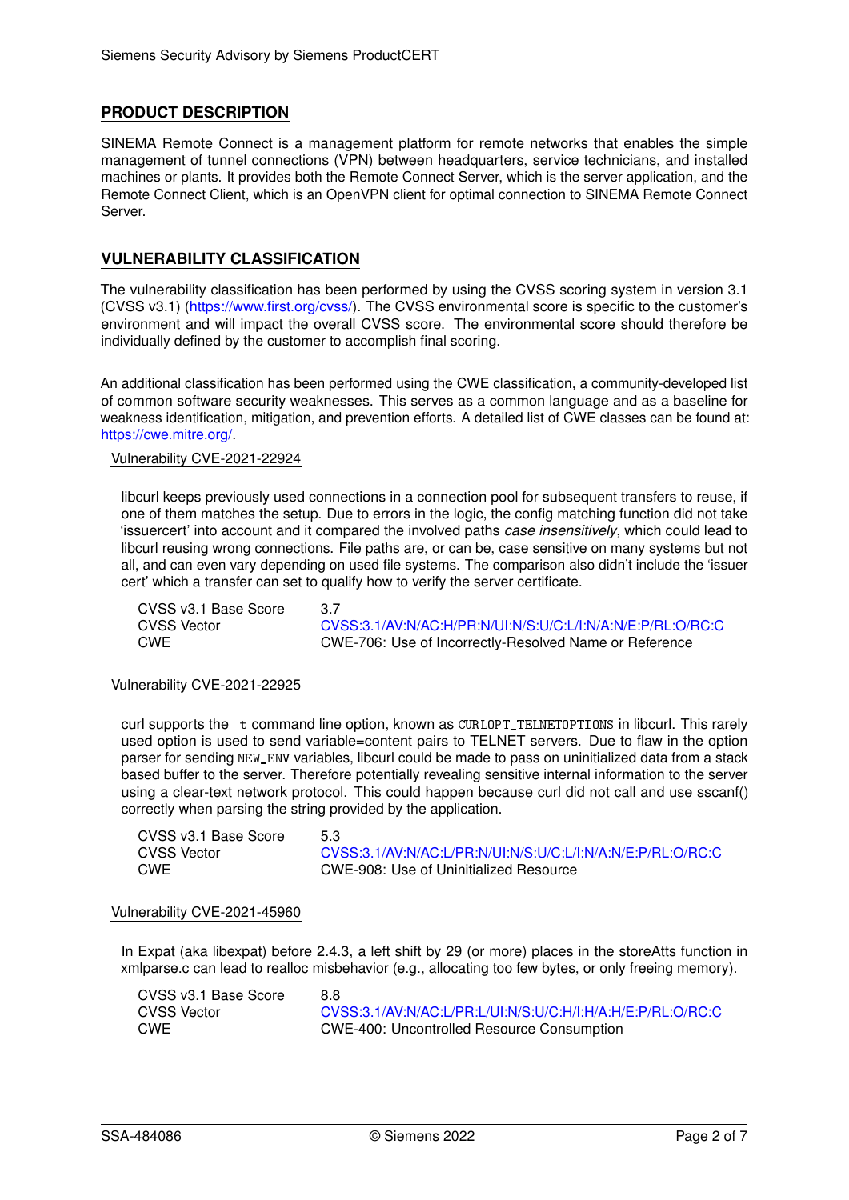## PRODUCT DESCRIPTION

SINEMA Remote Connect is a management platform for remote networks that enables the simple management of tunnel connections (VPN) between headquarters, service technicians, and installed machines or plants. It provides both the Remote Connect Server, which is the server application, and the Remote Connect Client, which is an OpenVPN client for optimal connection to SINEMA Remote Connect Server.

## VULNERABILITY CLASSIFICATION

The vulnerability classification has been performed by using the CVSS scoring system in version 3.1 (CVSS v3.1) (https://www.first.org/cvss/). The CVSS environmental score is specific to the customer's environment and will impact the overall CVSS score. The environmental score should therefore be individually defined by the customer to accomplish final scoring.

An additional classification has been performed using the CWE classification, a community-developed list of common software security weaknesses. This serves as a common language and as a baseline for weakness identification, mitigation, and prevention efforts. A detailed list of CWE classes can be found at: https://cwe.mitre.org/.

### Vulnerability CVE-2021-22924

libcurl keeps previously used connections in a connection pool for subsequent transfers to reuse, if one of them matches the setup. Due to errors in the logic, the config matching function did not take 'issuercert' into account and it compared the involved paths *case insensitively*, which could lead to libcurl reusing wrong connections. File paths are, or can be, case sensitive on many systems but not all, and can even vary depending on used file systems. The comparison also didn't include the 'issuer cert' which a transfer can set to qualify how to verify the server certificate.

| | |
|---|---|
| CVSS v3.1 Base Score | 3.7 |
| CVSS Vector | CVSS:3.1/AV:N/AC:H/PR:N/UI:N/S:U/C:L/I:N/A:N/E:P/RL:O/RC:C |
| CWE | CWE-706: Use of Incorrectly-Resolved Name or Reference |

### Vulnerability CVE-2021-22925

curl supports the `-t` command line option, known as `CURLOPT_TELNETOPTIONS` in libcurl. This rarely used option is used to send variable=content pairs to TELNET servers. Due to flaw in the option parser for sending `NEW_ENV` variables, libcurl could be made to pass on uninitialized data from a stack based buffer to the server. Therefore potentially revealing sensitive internal information to the server using a clear-text network protocol. This could happen because curl did not call and use sscanf() correctly when parsing the string provided by the application.

| | |
|---|---|
| CVSS v3.1 Base Score | 5.3 |
| CVSS Vector | CVSS:3.1/AV:N/AC:L/PR:N/UI:N/S:U/C:L/I:N/A:N/E:P/RL:O/RC:C |
| CWE | CWE-908: Use of Uninitialized Resource |

### Vulnerability CVE-2021-45960

In Expat (aka libexpat) before 2.4.3, a left shift by 29 (or more) places in the storeAtts function in xmlparse.c can lead to realloc misbehavior (e.g., allocating too few bytes, or only freeing memory).

| | |
|---|---|
| CVSS v3.1 Base Score | 8.8 |
| CVSS Vector | CVSS:3.1/AV:N/AC:L/PR:L/UI:N/S:U/C:H/I:H/A:H/E:P/RL:O/RC:C |
| CWE | CWE-400: Uncontrolled Resource Consumption |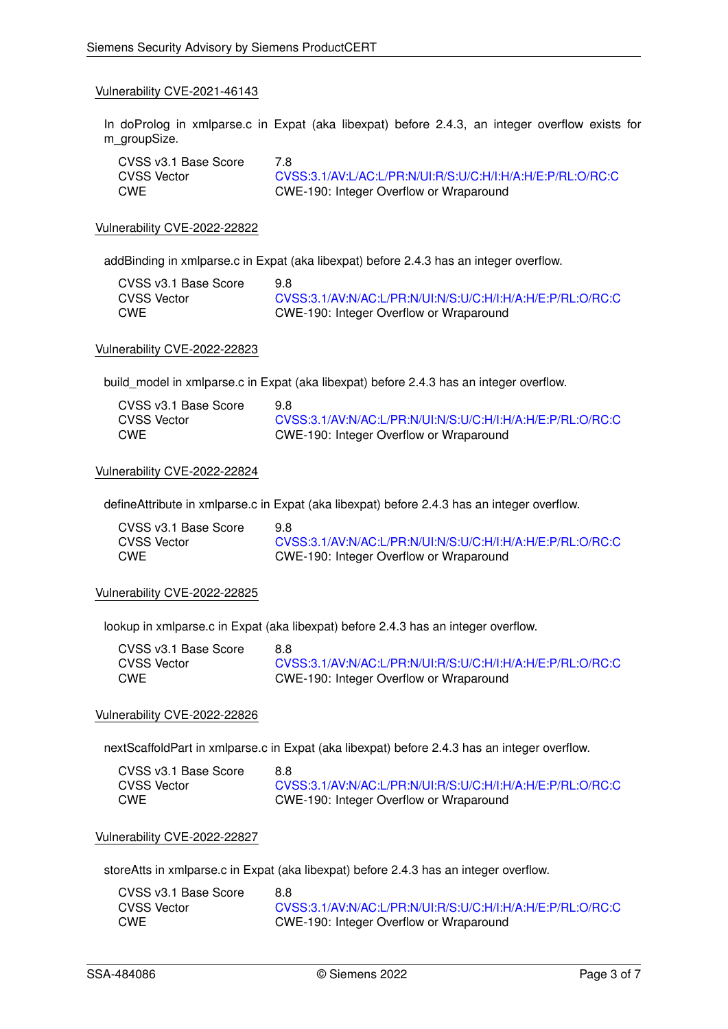### Vulnerability CVE-2021-46143

In doProlog in xmlparse.c in Expat (aka libexpat) before 2.4.3, an integer overflow exists for m_groupSize.

| | |
|---|---|
| CVSS v3.1 Base Score | 7.8 |
| CVSS Vector | CVSS:3.1/AV:L/AC:L/PR:N/UI:R/S:U/C:H/I:H/A:H/E:P/RL:O/RC:C |
| CWE | CWE-190: Integer Overflow or Wraparound |

### Vulnerability CVE-2022-22822

addBinding in xmlparse.c in Expat (aka libexpat) before 2.4.3 has an integer overflow.

| | |
|---|---|
| CVSS v3.1 Base Score | 9.8 |
| CVSS Vector | CVSS:3.1/AV:N/AC:L/PR:N/UI:N/S:U/C:H/I:H/A:H/E:P/RL:O/RC:C |
| CWE | CWE-190: Integer Overflow or Wraparound |

### Vulnerability CVE-2022-22823

build_model in xmlparse.c in Expat (aka libexpat) before 2.4.3 has an integer overflow.

| | |
|---|---|
| CVSS v3.1 Base Score | 9.8 |
| CVSS Vector | CVSS:3.1/AV:N/AC:L/PR:N/UI:N/S:U/C:H/I:H/A:H/E:P/RL:O/RC:C |
| CWE | CWE-190: Integer Overflow or Wraparound |

### Vulnerability CVE-2022-22824

defineAttribute in xmlparse.c in Expat (aka libexpat) before 2.4.3 has an integer overflow.

| | |
|---|---|
| CVSS v3.1 Base Score | 9.8 |
| CVSS Vector | CVSS:3.1/AV:N/AC:L/PR:N/UI:N/S:U/C:H/I:H/A:H/E:P/RL:O/RC:C |
| CWE | CWE-190: Integer Overflow or Wraparound |

### Vulnerability CVE-2022-22825

lookup in xmlparse.c in Expat (aka libexpat) before 2.4.3 has an integer overflow.

| | |
|---|---|
| CVSS v3.1 Base Score | 8.8 |
| CVSS Vector | CVSS:3.1/AV:N/AC:L/PR:N/UI:R/S:U/C:H/I:H/A:H/E:P/RL:O/RC:C |
| CWE | CWE-190: Integer Overflow or Wraparound |

### Vulnerability CVE-2022-22826

nextScaffoldPart in xmlparse.c in Expat (aka libexpat) before 2.4.3 has an integer overflow.

| | |
|---|---|
| CVSS v3.1 Base Score | 8.8 |
| CVSS Vector | CVSS:3.1/AV:N/AC:L/PR:N/UI:R/S:U/C:H/I:H/A:H/E:P/RL:O/RC:C |
| CWE | CWE-190: Integer Overflow or Wraparound |

### Vulnerability CVE-2022-22827

storeAtts in xmlparse.c in Expat (aka libexpat) before 2.4.3 has an integer overflow.

| | |
|---|---|
| CVSS v3.1 Base Score | 8.8 |
| CVSS Vector | CVSS:3.1/AV:N/AC:L/PR:N/UI:R/S:U/C:H/I:H/A:H/E:P/RL:O/RC:C |
| CWE | CWE-190: Integer Overflow or Wraparound |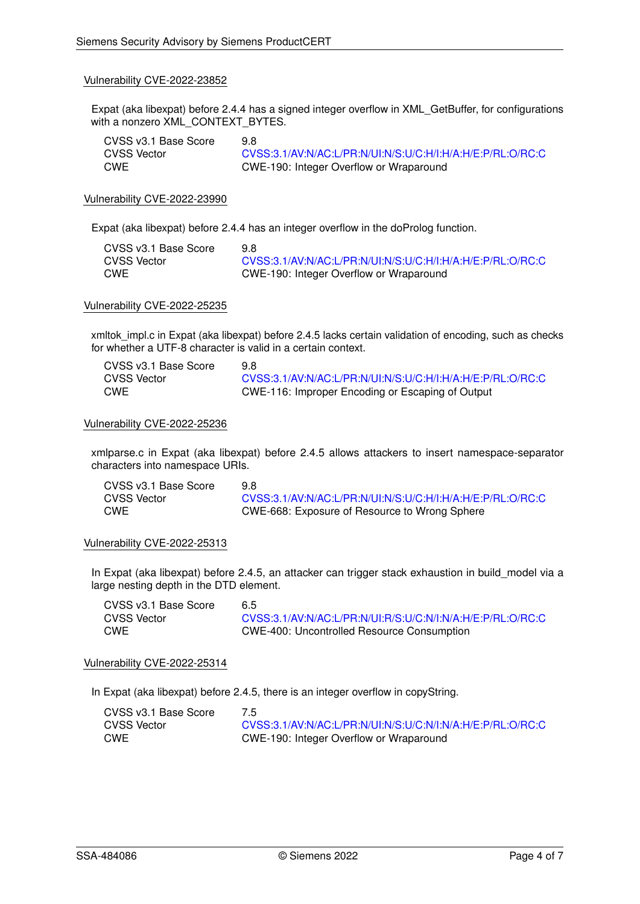### Vulnerability CVE-2022-23852

Expat (aka libexpat) before 2.4.4 has a signed integer overflow in XML_GetBuffer, for configurations with a nonzero XML_CONTEXT_BYTES.

| | |
|---|---|
| CVSS v3.1 Base Score | 9.8 |
| CVSS Vector | CVSS:3.1/AV:N/AC:L/PR:N/UI:N/S:U/C:H/I:H/A:H/E:P/RL:O/RC:C |
| CWE | CWE-190: Integer Overflow or Wraparound |

### Vulnerability CVE-2022-23990

Expat (aka libexpat) before 2.4.4 has an integer overflow in the doProlog function.

| | |
|---|---|
| CVSS v3.1 Base Score | 9.8 |
| CVSS Vector | CVSS:3.1/AV:N/AC:L/PR:N/UI:N/S:U/C:H/I:H/A:H/E:P/RL:O/RC:C |
| CWE | CWE-190: Integer Overflow or Wraparound |

### Vulnerability CVE-2022-25235

xmltok_impl.c in Expat (aka libexpat) before 2.4.5 lacks certain validation of encoding, such as checks for whether a UTF-8 character is valid in a certain context.

| | |
|---|---|
| CVSS v3.1 Base Score | 9.8 |
| CVSS Vector | CVSS:3.1/AV:N/AC:L/PR:N/UI:N/S:U/C:H/I:H/A:H/E:P/RL:O/RC:C |
| CWE | CWE-116: Improper Encoding or Escaping of Output |

### Vulnerability CVE-2022-25236

xmlparse.c in Expat (aka libexpat) before 2.4.5 allows attackers to insert namespace-separator characters into namespace URIs.

| | |
|---|---|
| CVSS v3.1 Base Score | 9.8 |
| CVSS Vector | CVSS:3.1/AV:N/AC:L/PR:N/UI:N/S:U/C:H/I:H/A:H/E:P/RL:O/RC:C |
| CWE | CWE-668: Exposure of Resource to Wrong Sphere |

### Vulnerability CVE-2022-25313

In Expat (aka libexpat) before 2.4.5, an attacker can trigger stack exhaustion in build_model via a large nesting depth in the DTD element.

| | |
|---|---|
| CVSS v3.1 Base Score | 6.5 |
| CVSS Vector | CVSS:3.1/AV:N/AC:L/PR:N/UI:R/S:U/C:N/I:N/A:H/E:P/RL:O/RC:C |
| CWE | CWE-400: Uncontrolled Resource Consumption |

### Vulnerability CVE-2022-25314

In Expat (aka libexpat) before 2.4.5, there is an integer overflow in copyString.

| | |
|---|---|
| CVSS v3.1 Base Score | 7.5 |
| CVSS Vector | CVSS:3.1/AV:N/AC:L/PR:N/UI:N/S:U/C:N/I:N/A:H/E:P/RL:O/RC:C |
| CWE | CWE-190: Integer Overflow or Wraparound |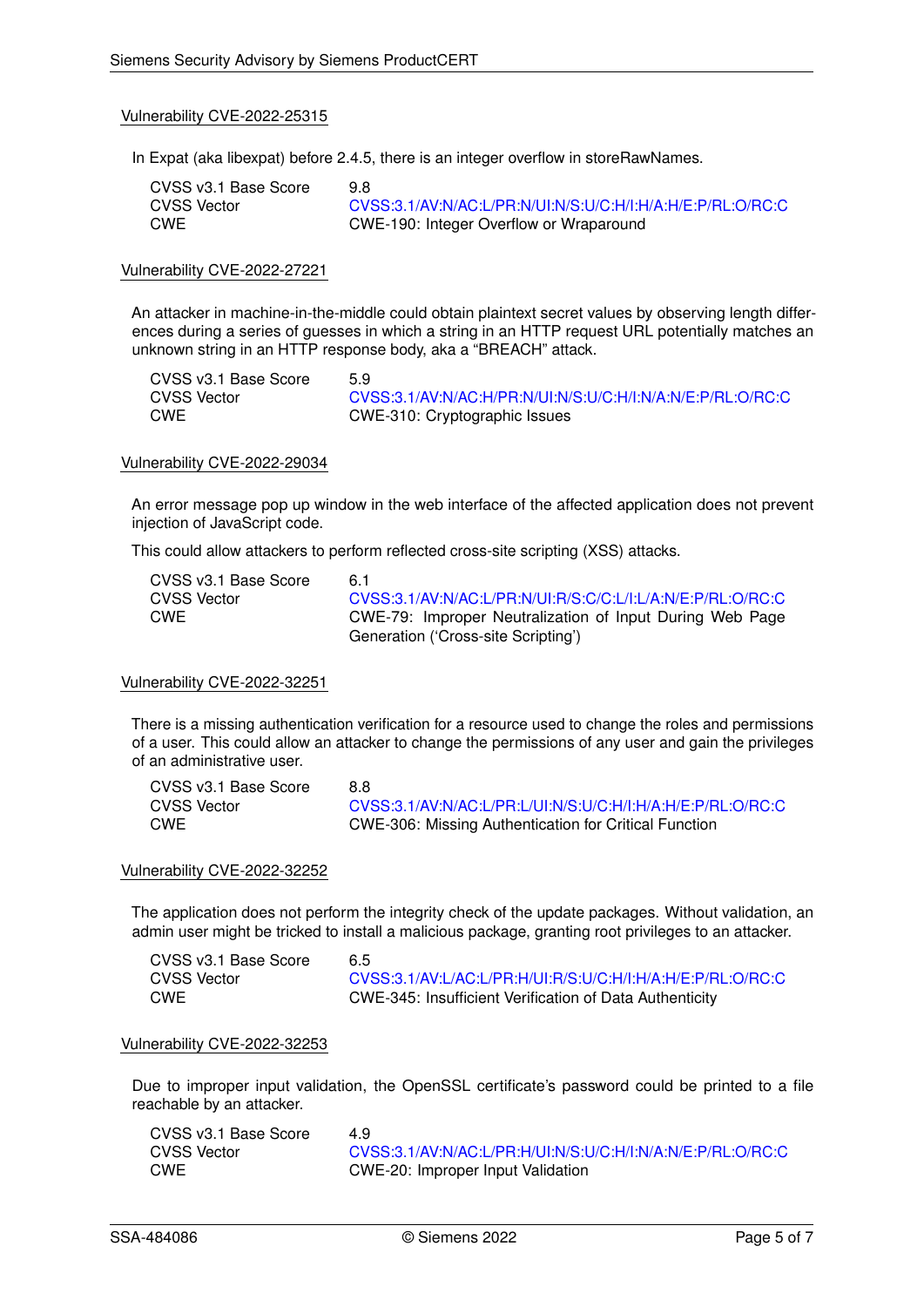### Vulnerability CVE-2022-25315

In Expat (aka libexpat) before 2.4.5, there is an integer overflow in storeRawNames.

| | |
|---|---|
| CVSS v3.1 Base Score | 9.8 |
| CVSS Vector | CVSS:3.1/AV:N/AC:L/PR:N/UI:N/S:U/C:H/I:H/A:H/E:P/RL:O/RC:C |
| CWE | CWE-190: Integer Overflow or Wraparound |

### Vulnerability CVE-2022-27221

An attacker in machine-in-the-middle could obtain plaintext secret values by observing length differences during a series of guesses in which a string in an HTTP request URL potentially matches an unknown string in an HTTP response body, aka a “BREACH” attack.

| | |
|---|---|
| CVSS v3.1 Base Score | 5.9 |
| CVSS Vector | CVSS:3.1/AV:N/AC:H/PR:N/UI:N/S:U/C:H/I:N/A:N/E:P/RL:O/RC:C |
| CWE | CWE-310: Cryptographic Issues |

### Vulnerability CVE-2022-29034

An error message pop up window in the web interface of the affected application does not prevent injection of JavaScript code.

This could allow attackers to perform reflected cross-site scripting (XSS) attacks.

| | |
|---|---|
| CVSS v3.1 Base Score | 6.1 |
| CVSS Vector | CVSS:3.1/AV:N/AC:L/PR:N/UI:R/S:C/C:L/I:L/A:N/E:P/RL:O/RC:C |
| CWE | CWE-79: Improper Neutralization of Input During Web Page Generation (‘Cross-site Scripting’) |

### Vulnerability CVE-2022-32251

There is a missing authentication verification for a resource used to change the roles and permissions of a user. This could allow an attacker to change the permissions of any user and gain the privileges of an administrative user.

| | |
|---|---|
| CVSS v3.1 Base Score | 8.8 |
| CVSS Vector | CVSS:3.1/AV:N/AC:L/PR:L/UI:N/S:U/C:H/I:H/A:H/E:P/RL:O/RC:C |
| CWE | CWE-306: Missing Authentication for Critical Function |

### Vulnerability CVE-2022-32252

The application does not perform the integrity check of the update packages. Without validation, an admin user might be tricked to install a malicious package, granting root privileges to an attacker.

| | |
|---|---|
| CVSS v3.1 Base Score | 6.5 |
| CVSS Vector | CVSS:3.1/AV:L/AC:L/PR:H/UI:R/S:U/C:H/I:H/A:H/E:P/RL:O/RC:C |
| CWE | CWE-345: Insufficient Verification of Data Authenticity |

### Vulnerability CVE-2022-32253

Due to improper input validation, the OpenSSL certificate’s password could be printed to a file reachable by an attacker.

| | |
|---|---|
| CVSS v3.1 Base Score | 4.9 |
| CVSS Vector | CVSS:3.1/AV:N/AC:L/PR:H/UI:N/S:U/C:H/I:N/A:N/E:P/RL:O/RC:C |
| CWE | CWE-20: Improper Input Validation |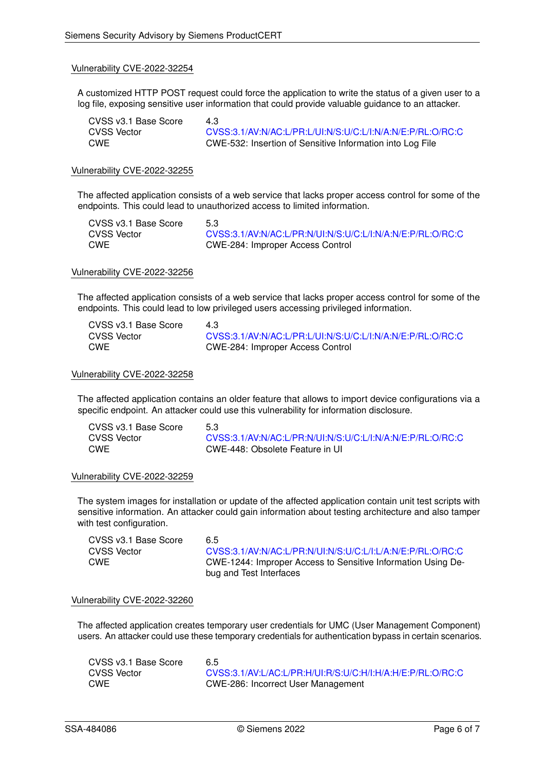### Vulnerability CVE-2022-32254

A customized HTTP POST request could force the application to write the status of a given user to a log file, exposing sensitive user information that could provide valuable guidance to an attacker.

| | |
|---|---|
| CVSS v3.1 Base Score | 4.3 |
| CVSS Vector | CVSS:3.1/AV:N/AC:L/PR:L/UI:N/S:U/C:L/I:N/A:N/E:P/RL:O/RC:C |
| CWE | CWE-532: Insertion of Sensitive Information into Log File |

### Vulnerability CVE-2022-32255

The affected application consists of a web service that lacks proper access control for some of the endpoints. This could lead to unauthorized access to limited information.

| | |
|---|---|
| CVSS v3.1 Base Score | 5.3 |
| CVSS Vector | CVSS:3.1/AV:N/AC:L/PR:N/UI:N/S:U/C:L/I:N/A:N/E:P/RL:O/RC:C |
| CWE | CWE-284: Improper Access Control |

### Vulnerability CVE-2022-32256

The affected application consists of a web service that lacks proper access control for some of the endpoints. This could lead to low privileged users accessing privileged information.

| | |
|---|---|
| CVSS v3.1 Base Score | 4.3 |
| CVSS Vector | CVSS:3.1/AV:N/AC:L/PR:L/UI:N/S:U/C:L/I:N/A:N/E:P/RL:O/RC:C |
| CWE | CWE-284: Improper Access Control |

### Vulnerability CVE-2022-32258

The affected application contains an older feature that allows to import device configurations via a specific endpoint. An attacker could use this vulnerability for information disclosure.

| | |
|---|---|
| CVSS v3.1 Base Score | 5.3 |
| CVSS Vector | CVSS:3.1/AV:N/AC:L/PR:N/UI:N/S:U/C:L/I:N/A:N/E:P/RL:O/RC:C |
| CWE | CWE-448: Obsolete Feature in UI |

### Vulnerability CVE-2022-32259

The system images for installation or update of the affected application contain unit test scripts with sensitive information. An attacker could gain information about testing architecture and also tamper with test configuration.

| | |
|---|---|
| CVSS v3.1 Base Score | 6.5 |
| CVSS Vector | CVSS:3.1/AV:N/AC:L/PR:N/UI:N/S:U/C:L/I:L/A:N/E:P/RL:O/RC:C |
| CWE | CWE-1244: Improper Access to Sensitive Information Using Debug and Test Interfaces |

### Vulnerability CVE-2022-32260

The affected application creates temporary user credentials for UMC (User Management Component) users. An attacker could use these temporary credentials for authentication bypass in certain scenarios.

| | |
|---|---|
| CVSS v3.1 Base Score | 6.5 |
| CVSS Vector | CVSS:3.1/AV:L/AC:L/PR:H/UI:R/S:U/C:H/I:H/A:H/E:P/RL:O/RC:C |
| CWE | CWE-286: Incorrect User Management |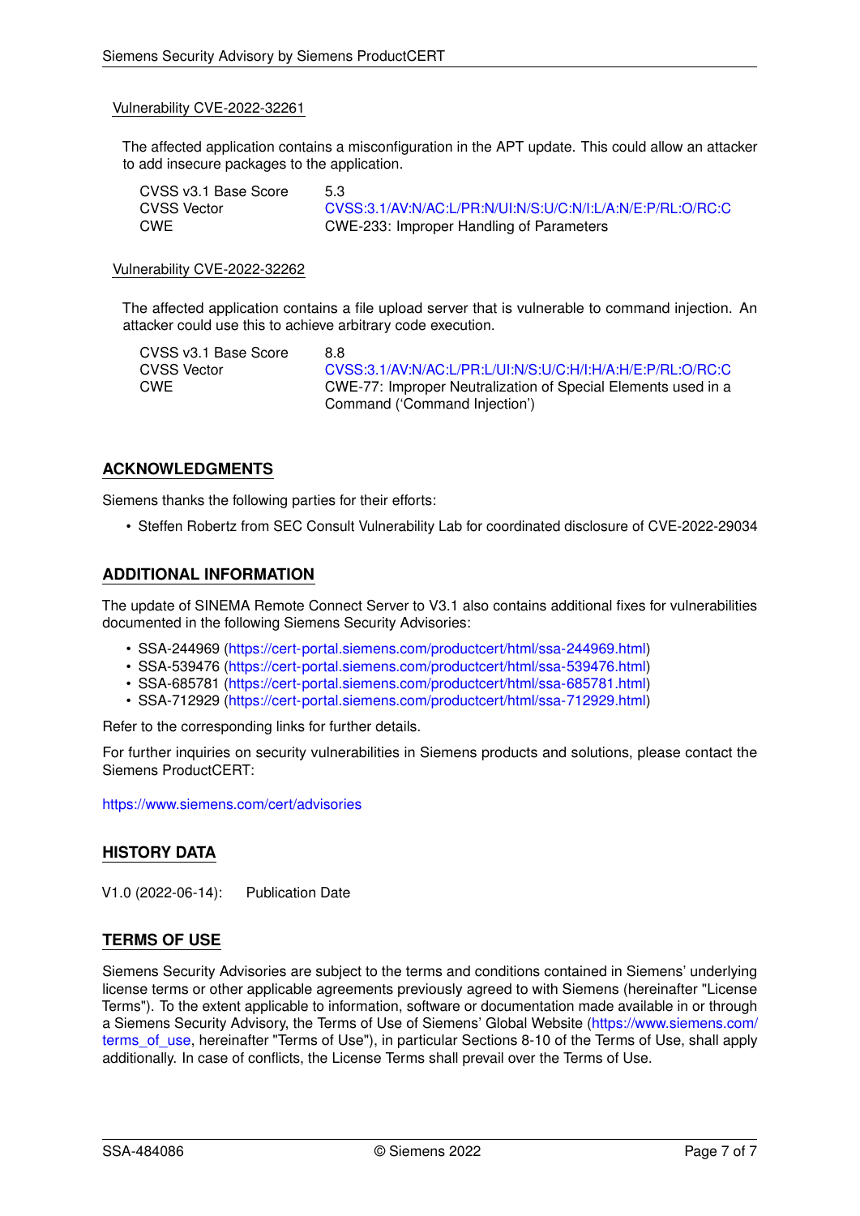Vulnerability CVE-2022-32261

The affected application contains a misconfiguration in the APT update. This could allow an attacker to add insecure packages to the application.

| | |
|---|---|
| CVSS v3.1 Base Score | 5.3 |
| CVSS Vector | CVSS:3.1/AV:N/AC:L/PR:N/UI:N/S:U/C:N/I:L/A:N/E:P/RL:O/RC:C |
| CWE | CWE-233: Improper Handling of Parameters |

Vulnerability CVE-2022-32262

The affected application contains a file upload server that is vulnerable to command injection. An attacker could use this to achieve arbitrary code execution.

| | |
|---|---|
| CVSS v3.1 Base Score | 8.8 |
| CVSS Vector | CVSS:3.1/AV:N/AC:L/PR:L/UI:N/S:U/C:H/I:H/A:H/E:P/RL:O/RC:C |
| CWE | CWE-77: Improper Neutralization of Special Elements used in a Command ('Command Injection') |

## ACKNOWLEDGMENTS

Siemens thanks the following parties for their efforts:

- Steffen Robertz from SEC Consult Vulnerability Lab for coordinated disclosure of CVE-2022-29034

## ADDITIONAL INFORMATION

The update of SINEMA Remote Connect Server to V3.1 also contains additional fixes for vulnerabilities documented in the following Siemens Security Advisories:

- SSA-244969 (https://cert-portal.siemens.com/productcert/html/ssa-244969.html)
- SSA-539476 (https://cert-portal.siemens.com/productcert/html/ssa-539476.html)
- SSA-685781 (https://cert-portal.siemens.com/productcert/html/ssa-685781.html)
- SSA-712929 (https://cert-portal.siemens.com/productcert/html/ssa-712929.html)

Refer to the corresponding links for further details.

For further inquiries on security vulnerabilities in Siemens products and solutions, please contact the Siemens ProductCERT:

https://www.siemens.com/cert/advisories

## HISTORY DATA

V1.0 (2022-06-14): Publication Date

## TERMS OF USE

Siemens Security Advisories are subject to the terms and conditions contained in Siemens' underlying license terms or other applicable agreements previously agreed to with Siemens (hereinafter "License Terms"). To the extent applicable to information, software or documentation made available in or through a Siemens Security Advisory, the Terms of Use of Siemens' Global Website (https://www.siemens.com/terms_of_use, hereinafter "Terms of Use"), in particular Sections 8-10 of the Terms of Use, shall apply additionally. In case of conflicts, the License Terms shall prevail over the Terms of Use.